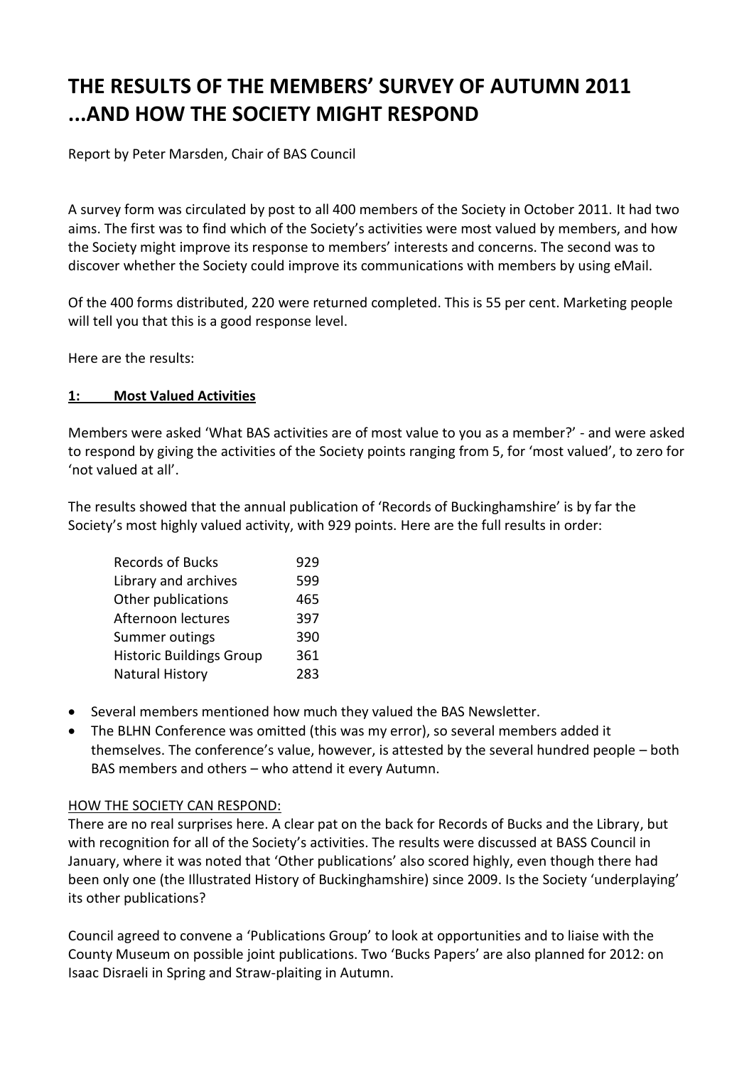# THE RESULTS OF THE MEMBERS' SURVEY OF AUTUMN 2011 ...AND HOW THE SOCIETY MIGHT RESPOND

Report by Peter Marsden, Chair of BAS Council

A survey form was circulated by post to all 400 members of the Society in October 2011. It had two aims. The first was to find which of the Society's activities were most valued by members, and how the Society might improve its response to members' interests and concerns. The second was to discover whether the Society could improve its communications with members by using eMail.

Of the 400 forms distributed, 220 were returned completed. This is 55 per cent. Marketing people will tell you that this is a good response level.

Here are the results:

## 1: Most Valued Activities

Members were asked 'What BAS activities are of most value to you as a member?' - and were asked to respond by giving the activities of the Society points ranging from 5, for 'most valued', to zero for 'not valued at all'.

The results showed that the annual publication of 'Records of Buckinghamshire' is by far the Society's most highly valued activity, with 929 points. Here are the full results in order:

| Activity | Points |
|---|---|
| Records of Bucks | 929 |
| Library and archives | 599 |
| Other publications | 465 |
| Afternoon lectures | 397 |
| Summer outings | 390 |
| Historic Buildings Group | 361 |
| Natural History | 283 |

- Several members mentioned how much they valued the BAS Newsletter.
- The BLHN Conference was omitted (this was my error), so several members added it themselves. The conference's value, however, is attested by the several hundred people – both BAS members and others – who attend it every Autumn.

HOW THE SOCIETY CAN RESPOND:

There are no real surprises here. A clear pat on the back for Records of Bucks and the Library, but with recognition for all of the Society's activities. The results were discussed at BASS Council in January, where it was noted that 'Other publications' also scored highly, even though there had been only one (the Illustrated History of Buckinghamshire) since 2009. Is the Society 'underplaying' its other publications?

Council agreed to convene a 'Publications Group' to look at opportunities and to liaise with the County Museum on possible joint publications. Two 'Bucks Papers' are also planned for 2012: on Isaac Disraeli in Spring and Straw-plaiting in Autumn.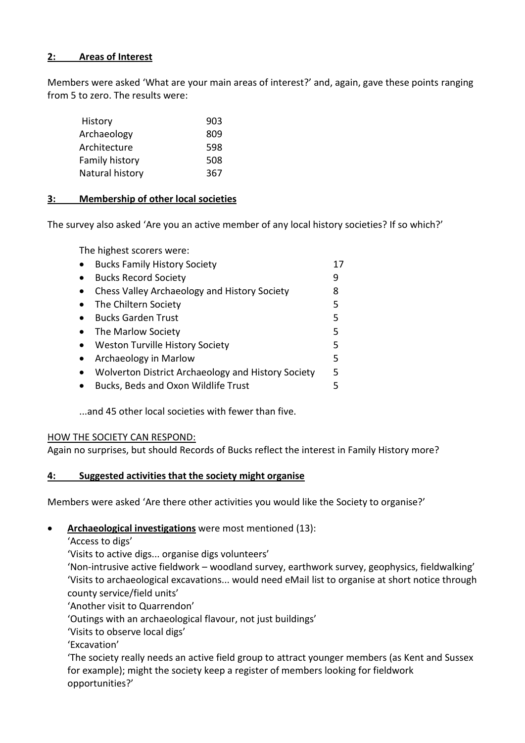## 2: Areas of Interest

Members were asked 'What are your main areas of interest?' and, again, gave these points ranging from 5 to zero. The results were:

| | |
|---|---|
| History | 903 |
| Archaeology | 809 |
| Architecture | 598 |
| Family history | 508 |
| Natural history | 367 |

## 3: Membership of other local societies

The survey also asked 'Are you an active member of any local history societies? If so which?'

The highest scorers were:

- Bucks Family History Society 17
- Bucks Record Society 9
- Chess Valley Archaeology and History Society 8
- The Chiltern Society 5
- Bucks Garden Trust 5
- The Marlow Society 5
- Weston Turville History Society 5
- Archaeology in Marlow 5
- Wolverton District Archaeology and History Society 5
- Bucks, Beds and Oxon Wildlife Trust 5

...and 45 other local societies with fewer than five.

HOW THE SOCIETY CAN RESPOND:
Again no surprises, but should Records of Bucks reflect the interest in Family History more?

## 4: Suggested activities that the society might organise

Members were asked 'Are there other activities you would like the Society to organise?'

- **Archaeological investigations** were most mentioned (13):
  'Access to digs'
  'Visits to active digs... organise digs volunteers'
  'Non-intrusive active fieldwork – woodland survey, earthwork survey, geophysics, fieldwalking'
  'Visits to archaeological excavations... would need eMail list to organise at short notice through county service/field units'
  'Another visit to Quarrendon'
  'Outings with an archaeological flavour, not just buildings'
  'Visits to observe local digs'
  'Excavation'
  'The society really needs an active field group to attract younger members (as Kent and Sussex for example); might the society keep a register of members looking for fieldwork opportunities?'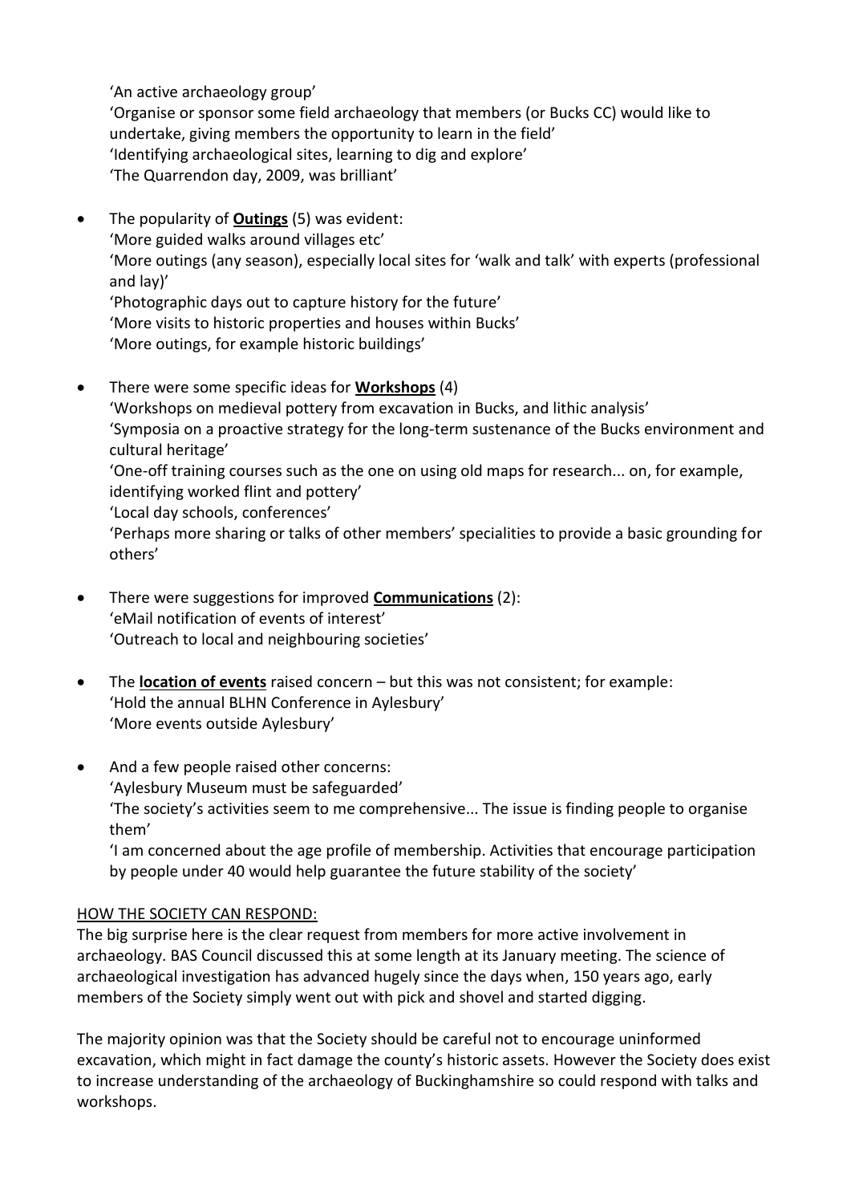'An active archaeology group'
'Organise or sponsor some field archaeology that members (or Bucks CC) would like to undertake, giving members the opportunity to learn in the field'
'Identifying archaeological sites, learning to dig and explore'
'The Quarrendon day, 2009, was brilliant'

- The popularity of **Outings** (5) was evident:
  'More guided walks around villages etc'
  'More outings (any season), especially local sites for 'walk and talk' with experts (professional and lay)'
  'Photographic days out to capture history for the future'
  'More visits to historic properties and houses within Bucks'
  'More outings, for example historic buildings'

- There were some specific ideas for **Workshops** (4)
  'Workshops on medieval pottery from excavation in Bucks, and lithic analysis'
  'Symposia on a proactive strategy for the long-term sustenance of the Bucks environment and cultural heritage'
  'One-off training courses such as the one on using old maps for research... on, for example, identifying worked flint and pottery'
  'Local day schools, conferences'
  'Perhaps more sharing or talks of other members' specialities to provide a basic grounding for others'

- There were suggestions for improved **Communications** (2):
  'eMail notification of events of interest'
  'Outreach to local and neighbouring societies'

- The **location of events** raised concern – but this was not consistent; for example:
  'Hold the annual BLHN Conference in Aylesbury'
  'More events outside Aylesbury'

- And a few people raised other concerns:
  'Aylesbury Museum must be safeguarded'
  'The society's activities seem to me comprehensive... The issue is finding people to organise them'
  'I am concerned about the age profile of membership. Activities that encourage participation by people under 40 would help guarantee the future stability of the society'

HOW THE SOCIETY CAN RESPOND:

The big surprise here is the clear request from members for more active involvement in archaeology. BAS Council discussed this at some length at its January meeting. The science of archaeological investigation has advanced hugely since the days when, 150 years ago, early members of the Society simply went out with pick and shovel and started digging.

The majority opinion was that the Society should be careful not to encourage uninformed excavation, which might in fact damage the county's historic assets. However the Society does exist to increase understanding of the archaeology of Buckinghamshire so could respond with talks and workshops.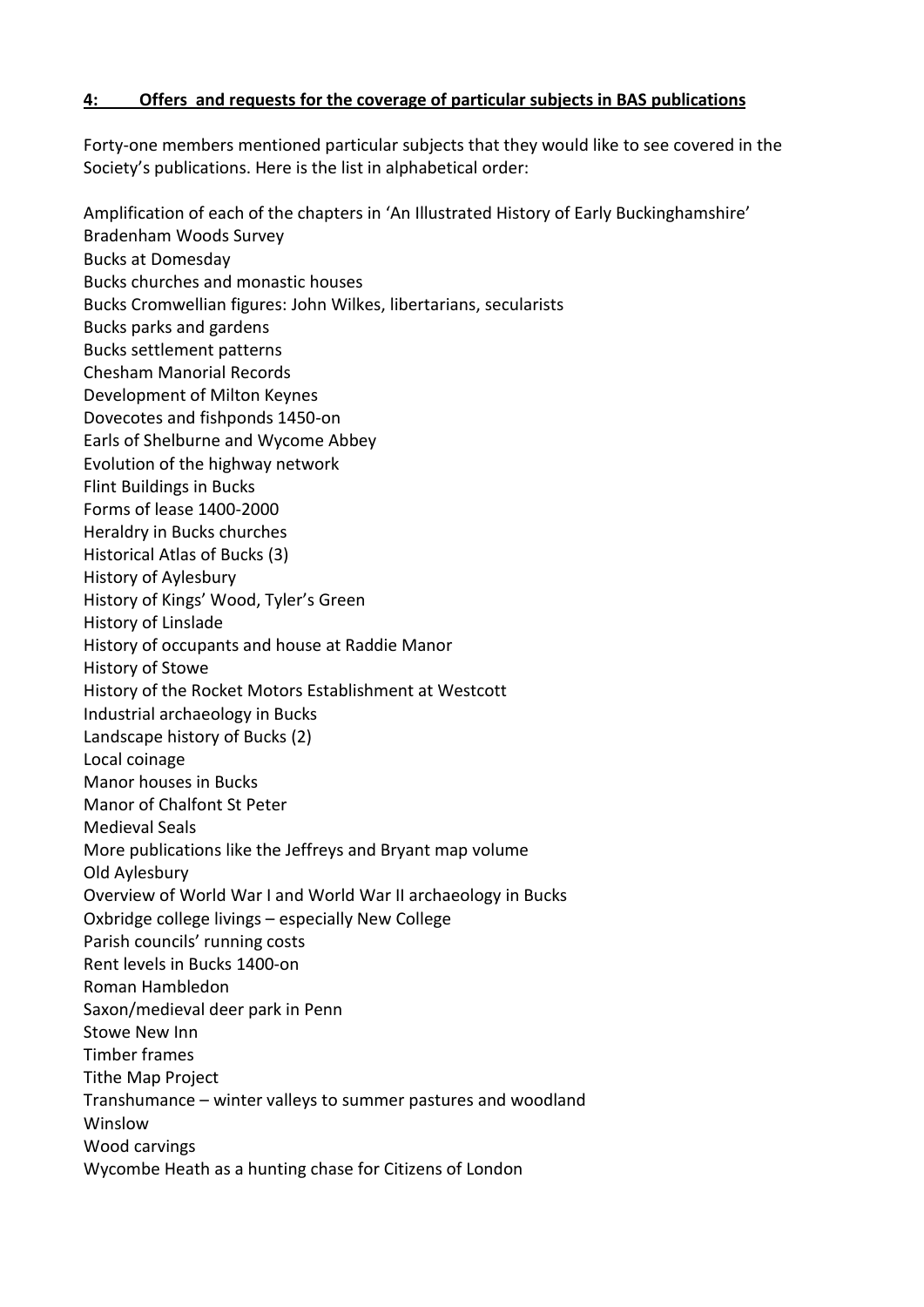## 4: Offers and requests for the coverage of particular subjects in BAS publications

Forty-one members mentioned particular subjects that they would like to see covered in the Society's publications. Here is the list in alphabetical order:

Amplification of each of the chapters in 'An Illustrated History of Early Buckinghamshire'  
Bradenham Woods Survey  
Bucks at Domesday  
Bucks churches and monastic houses  
Bucks Cromwellian figures: John Wilkes, libertarians, secularists  
Bucks parks and gardens  
Bucks settlement patterns  
Chesham Manorial Records  
Development of Milton Keynes  
Dovecotes and fishponds 1450-on  
Earls of Shelburne and Wycome Abbey  
Evolution of the highway network  
Flint Buildings in Bucks  
Forms of lease 1400-2000  
Heraldry in Bucks churches  
Historical Atlas of Bucks (3)  
History of Aylesbury  
History of Kings' Wood, Tyler's Green  
History of Linslade  
History of occupants and house at Raddie Manor  
History of Stowe  
History of the Rocket Motors Establishment at Westcott  
Industrial archaeology in Bucks  
Landscape history of Bucks (2)  
Local coinage  
Manor houses in Bucks  
Manor of Chalfont St Peter  
Medieval Seals  
More publications like the Jeffreys and Bryant map volume  
Old Aylesbury  
Overview of World War I and World War II archaeology in Bucks  
Oxbridge college livings – especially New College  
Parish councils' running costs  
Rent levels in Bucks 1400-on  
Roman Hambledon  
Saxon/medieval deer park in Penn  
Stowe New Inn  
Timber frames  
Tithe Map Project  
Transhumance – winter valleys to summer pastures and woodland  
Winslow  
Wood carvings  
Wycombe Heath as a hunting chase for Citizens of London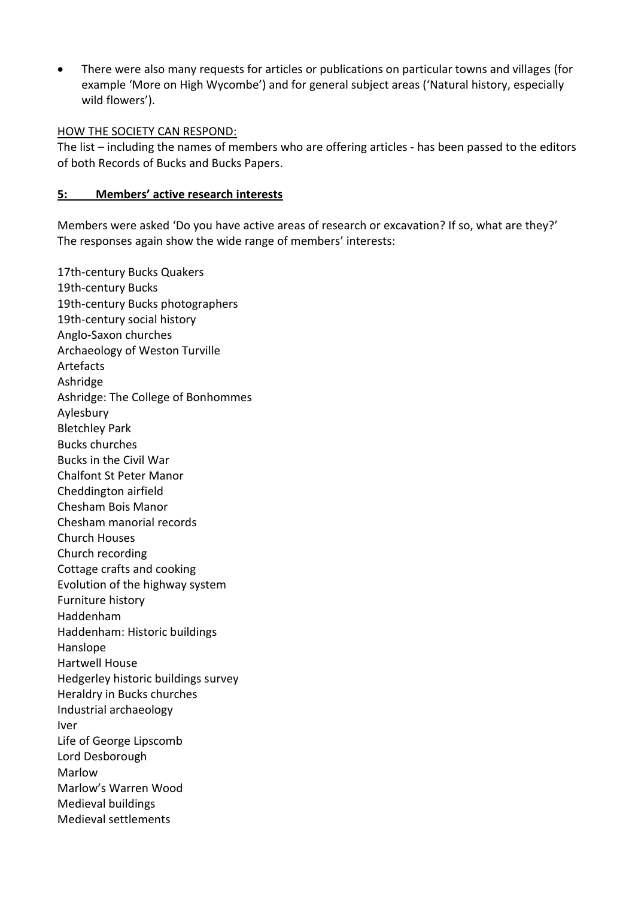- There were also many requests for articles or publications on particular towns and villages (for example 'More on High Wycombe') and for general subject areas ('Natural history, especially wild flowers').

HOW THE SOCIETY CAN RESPOND:

The list – including the names of members who are offering articles - has been passed to the editors of both Records of Bucks and Bucks Papers.

## 5: Members' active research interests

Members were asked 'Do you have active areas of research or excavation? If so, what are they?' The responses again show the wide range of members' interests:

17th-century Bucks Quakers
19th-century Bucks
19th-century Bucks photographers
19th-century social history
Anglo-Saxon churches
Archaeology of Weston Turville
Artefacts
Ashridge
Ashridge: The College of Bonhommes
Aylesbury
Bletchley Park
Bucks churches
Bucks in the Civil War
Chalfont St Peter Manor
Cheddington airfield
Chesham Bois Manor
Chesham manorial records
Church Houses
Church recording
Cottage crafts and cooking
Evolution of the highway system
Furniture history
Haddenham
Haddenham: Historic buildings
Hanslope
Hartwell House
Hedgerley historic buildings survey
Heraldry in Bucks churches
Industrial archaeology
Iver
Life of George Lipscomb
Lord Desborough
Marlow
Marlow's Warren Wood
Medieval buildings
Medieval settlements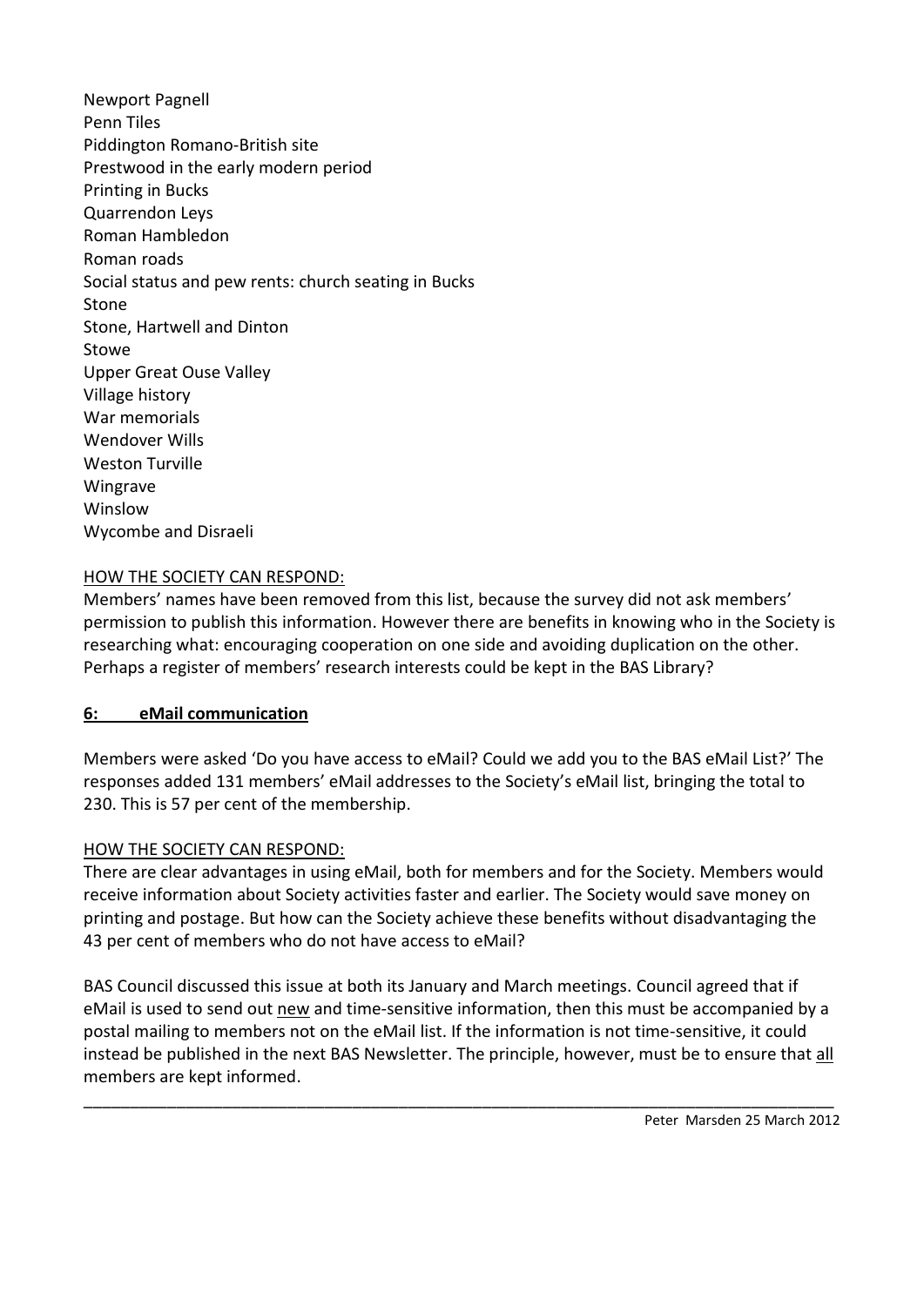Newport Pagnell
Penn Tiles
Piddington Romano-British site
Prestwood in the early modern period
Printing in Bucks
Quarrendon Leys
Roman Hambledon
Roman roads
Social status and pew rents: church seating in Bucks
Stone
Stone, Hartwell and Dinton
Stowe
Upper Great Ouse Valley
Village history
War memorials
Wendover Wills
Weston Turville
Wingrave
Winslow
Wycombe and Disraeli

HOW THE SOCIETY CAN RESPOND:

Members' names have been removed from this list, because the survey did not ask members' permission to publish this information. However there are benefits in knowing who in the Society is researching what: encouraging cooperation on one side and avoiding duplication on the other. Perhaps a register of members' research interests could be kept in the BAS Library?

## 6: eMail communication

Members were asked 'Do you have access to eMail? Could we add you to the BAS eMail List?' The responses added 131 members' eMail addresses to the Society's eMail list, bringing the total to 230. This is 57 per cent of the membership.

HOW THE SOCIETY CAN RESPOND:

There are clear advantages in using eMail, both for members and for the Society. Members would receive information about Society activities faster and earlier. The Society would save money on printing and postage. But how can the Society achieve these benefits without disadvantaging the 43 per cent of members who do not have access to eMail?

BAS Council discussed this issue at both its January and March meetings. Council agreed that if eMail is used to send out new and time-sensitive information, then this must be accompanied by a postal mailing to members not on the eMail list. If the information is not time-sensitive, it could instead be published in the next BAS Newsletter. The principle, however, must be to ensure that all members are kept informed.

---

Peter Marsden 25 March 2012